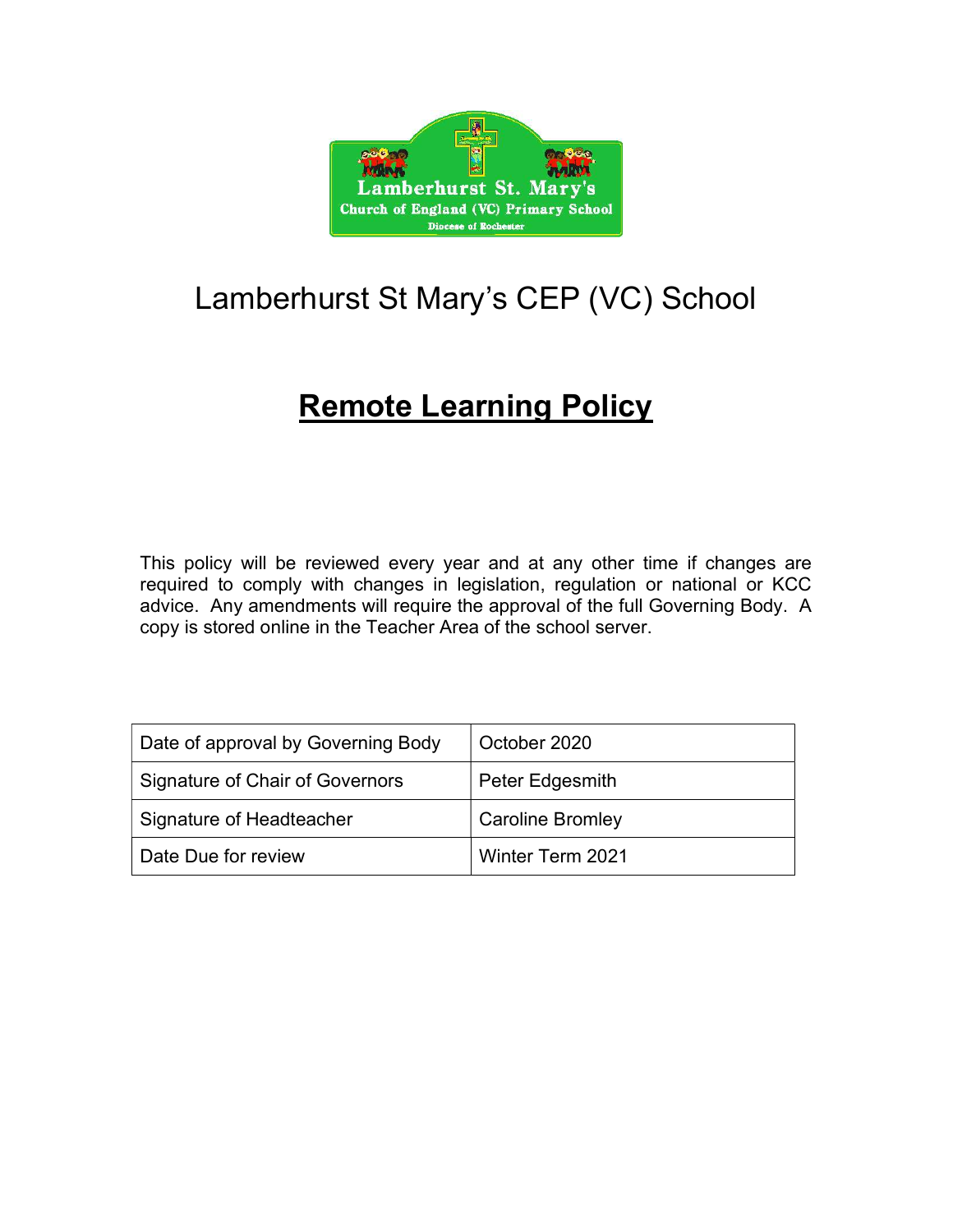# Lamberhurst St Mary's CEP (VC) School

## **Remote Learning Policy**

This policy will be reviewed every year and at any other time if changes are required to comply with changes in legislation, regulation or national or KCC advice. Any amendments will require the approval of the full Governing Body. A copy is stored online in the Teacher Area of the school server.

| Date of approval by Governing Body | October 2020 |
|---|---|
| Signature of Chair of Governors | Peter Edgesmith |
| Signature of Headteacher | Caroline Bromley |
| Date Due for review | Winter Term 2021 |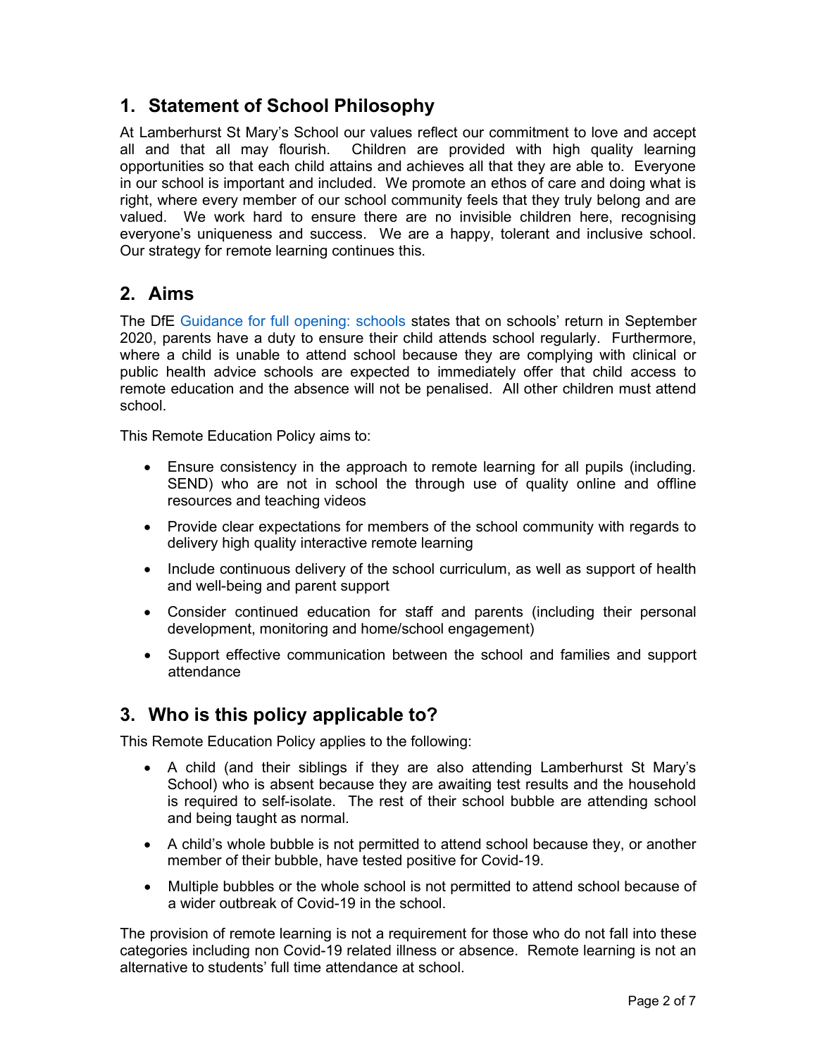## 1. Statement of School Philosophy

At Lamberhurst St Mary's School our values reflect our commitment to love and accept all and that all may flourish. Children are provided with high quality learning opportunities so that each child attains and achieves all that they are able to. Everyone in our school is important and included. We promote an ethos of care and doing what is right, where every member of our school community feels that they truly belong and are valued. We work hard to ensure there are no invisible children here, recognising everyone's uniqueness and success. We are a happy, tolerant and inclusive school. Our strategy for remote learning continues this.

## 2. Aims

The DfE Guidance for full opening: schools states that on schools' return in September 2020, parents have a duty to ensure their child attends school regularly. Furthermore, where a child is unable to attend school because they are complying with clinical or public health advice schools are expected to immediately offer that child access to remote education and the absence will not be penalised. All other children must attend school.

This Remote Education Policy aims to:

- Ensure consistency in the approach to remote learning for all pupils (including. SEND) who are not in school the through use of quality online and offline resources and teaching videos
- Provide clear expectations for members of the school community with regards to delivery high quality interactive remote learning
- Include continuous delivery of the school curriculum, as well as support of health and well-being and parent support
- Consider continued education for staff and parents (including their personal development, monitoring and home/school engagement)
- Support effective communication between the school and families and support attendance

## 3. Who is this policy applicable to?

This Remote Education Policy applies to the following:

- A child (and their siblings if they are also attending Lamberhurst St Mary's School) who is absent because they are awaiting test results and the household is required to self-isolate. The rest of their school bubble are attending school and being taught as normal.
- A child's whole bubble is not permitted to attend school because they, or another member of their bubble, have tested positive for Covid-19.
- Multiple bubbles or the whole school is not permitted to attend school because of a wider outbreak of Covid-19 in the school.

The provision of remote learning is not a requirement for those who do not fall into these categories including non Covid-19 related illness or absence. Remote learning is not an alternative to students' full time attendance at school.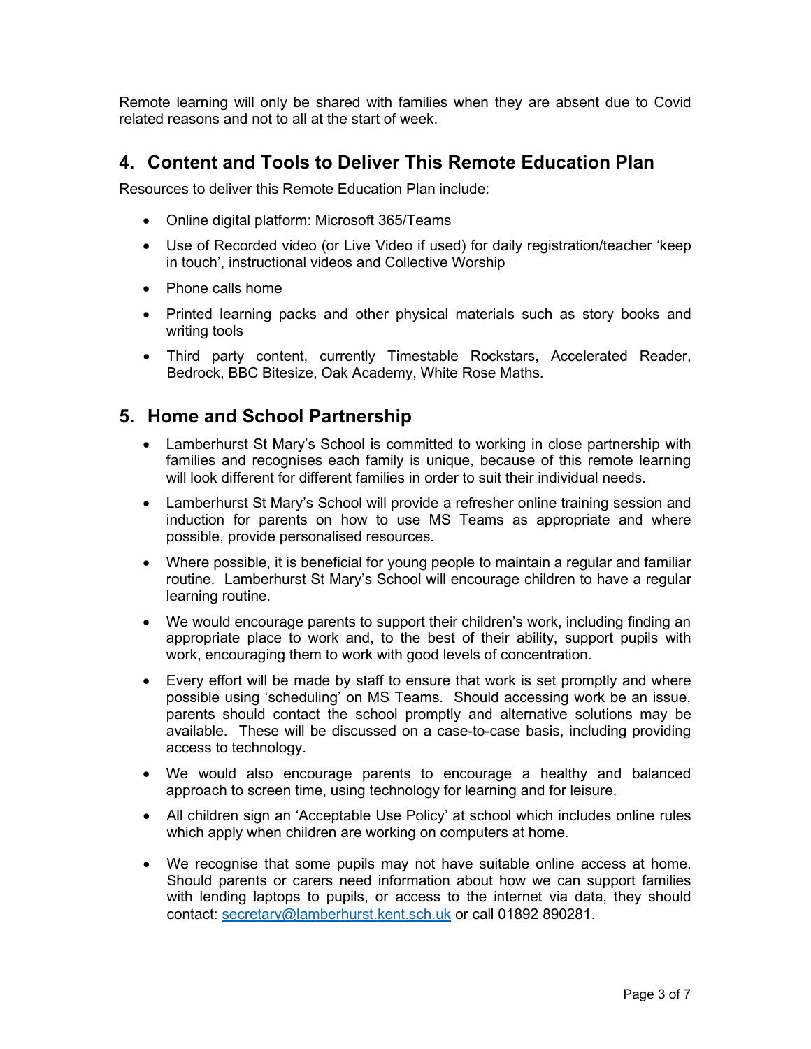Remote learning will only be shared with families when they are absent due to Covid related reasons and not to all at the start of week.

## 4. Content and Tools to Deliver This Remote Education Plan

Resources to deliver this Remote Education Plan include:

- Online digital platform: Microsoft 365/Teams
- Use of Recorded video (or Live Video if used) for daily registration/teacher 'keep in touch', instructional videos and Collective Worship
- Phone calls home
- Printed learning packs and other physical materials such as story books and writing tools
- Third party content, currently Timestable Rockstars, Accelerated Reader, Bedrock, BBC Bitesize, Oak Academy, White Rose Maths.

## 5. Home and School Partnership

- Lamberhurst St Mary's School is committed to working in close partnership with families and recognises each family is unique, because of this remote learning will look different for different families in order to suit their individual needs.
- Lamberhurst St Mary's School will provide a refresher online training session and induction for parents on how to use MS Teams as appropriate and where possible, provide personalised resources.
- Where possible, it is beneficial for young people to maintain a regular and familiar routine. Lamberhurst St Mary's School will encourage children to have a regular learning routine.
- We would encourage parents to support their children's work, including finding an appropriate place to work and, to the best of their ability, support pupils with work, encouraging them to work with good levels of concentration.
- Every effort will be made by staff to ensure that work is set promptly and where possible using 'scheduling' on MS Teams. Should accessing work be an issue, parents should contact the school promptly and alternative solutions may be available. These will be discussed on a case-to-case basis, including providing access to technology.
- We would also encourage parents to encourage a healthy and balanced approach to screen time, using technology for learning and for leisure.
- All children sign an 'Acceptable Use Policy' at school which includes online rules which apply when children are working on computers at home.
- We recognise that some pupils may not have suitable online access at home. Should parents or carers need information about how we can support families with lending laptops to pupils, or access to the internet via data, they should contact: secretary@lamberhurst.kent.sch.uk or call 01892 890281.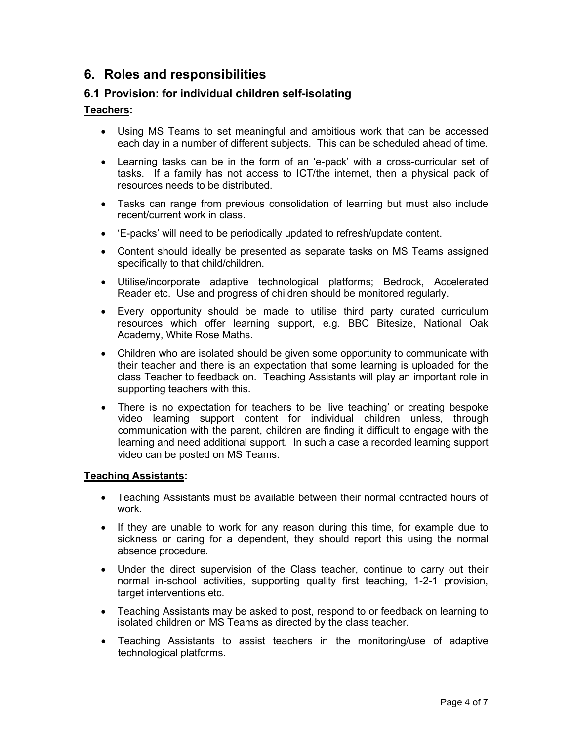## 6. Roles and responsibilities

### 6.1 Provision: for individual children self-isolating

**Teachers:**

- Using MS Teams to set meaningful and ambitious work that can be accessed each day in a number of different subjects. This can be scheduled ahead of time.
- Learning tasks can be in the form of an 'e-pack' with a cross-curricular set of tasks. If a family has not access to ICT/the internet, then a physical pack of resources needs to be distributed.
- Tasks can range from previous consolidation of learning but must also include recent/current work in class.
- 'E-packs' will need to be periodically updated to refresh/update content.
- Content should ideally be presented as separate tasks on MS Teams assigned specifically to that child/children.
- Utilise/incorporate adaptive technological platforms; Bedrock, Accelerated Reader etc. Use and progress of children should be monitored regularly.
- Every opportunity should be made to utilise third party curated curriculum resources which offer learning support, e.g. BBC Bitesize, National Oak Academy, White Rose Maths.
- Children who are isolated should be given some opportunity to communicate with their teacher and there is an expectation that some learning is uploaded for the class Teacher to feedback on. Teaching Assistants will play an important role in supporting teachers with this.
- There is no expectation for teachers to be 'live teaching' or creating bespoke video learning support content for individual children unless, through communication with the parent, children are finding it difficult to engage with the learning and need additional support. In such a case a recorded learning support video can be posted on MS Teams.

**Teaching Assistants:**

- Teaching Assistants must be available between their normal contracted hours of work.
- If they are unable to work for any reason during this time, for example due to sickness or caring for a dependent, they should report this using the normal absence procedure.
- Under the direct supervision of the Class teacher, continue to carry out their normal in-school activities, supporting quality first teaching, 1-2-1 provision, target interventions etc.
- Teaching Assistants may be asked to post, respond to or feedback on learning to isolated children on MS Teams as directed by the class teacher.
- Teaching Assistants to assist teachers in the monitoring/use of adaptive technological platforms.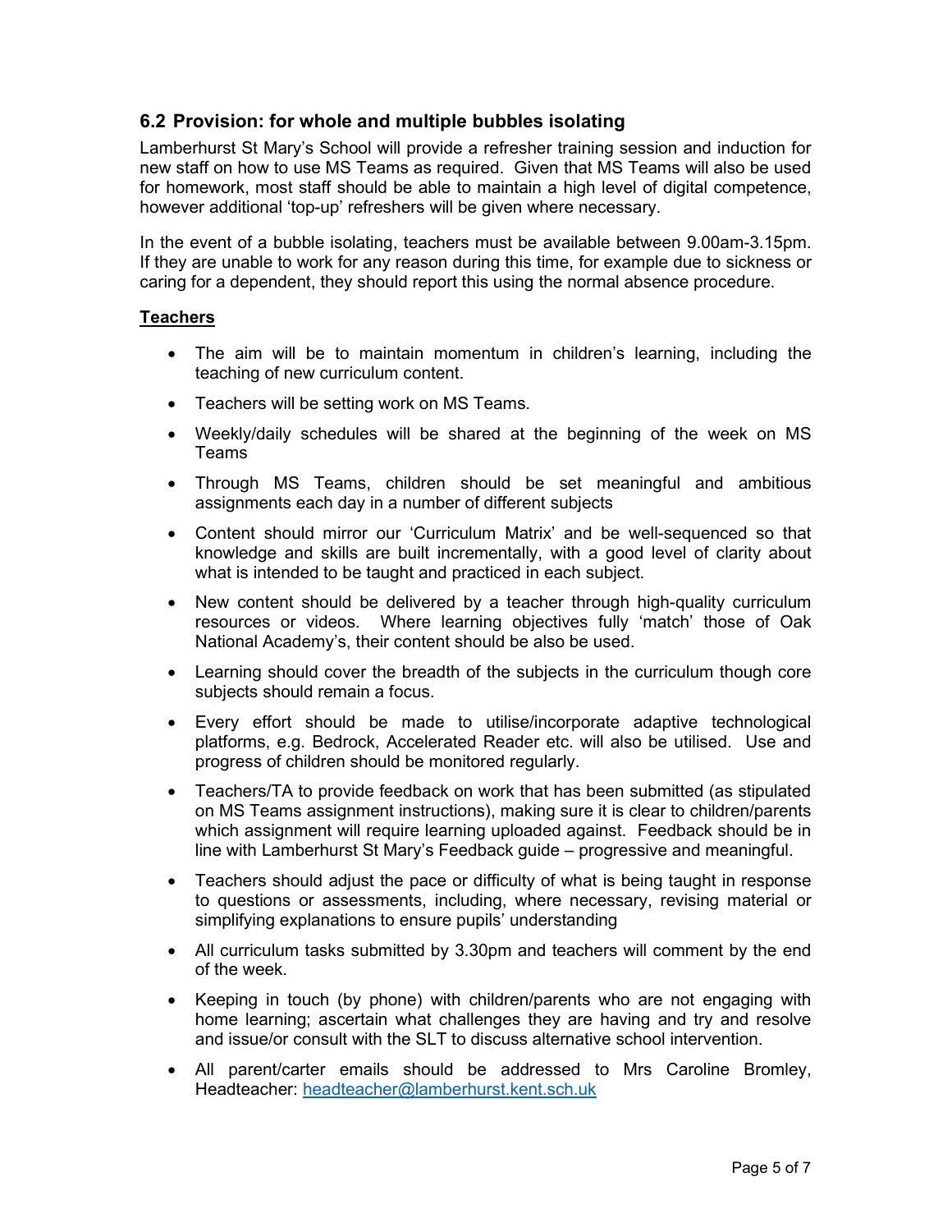## 6.2 Provision: for whole and multiple bubbles isolating

Lamberhurst St Mary's School will provide a refresher training session and induction for new staff on how to use MS Teams as required. Given that MS Teams will also be used for homework, most staff should be able to maintain a high level of digital competence, however additional 'top-up' refreshers will be given where necessary.

In the event of a bubble isolating, teachers must be available between 9.00am-3.15pm. If they are unable to work for any reason during this time, for example due to sickness or caring for a dependent, they should report this using the normal absence procedure.

**Teachers**

- The aim will be to maintain momentum in children's learning, including the teaching of new curriculum content.
- Teachers will be setting work on MS Teams.
- Weekly/daily schedules will be shared at the beginning of the week on MS Teams
- Through MS Teams, children should be set meaningful and ambitious assignments each day in a number of different subjects
- Content should mirror our 'Curriculum Matrix' and be well-sequenced so that knowledge and skills are built incrementally, with a good level of clarity about what is intended to be taught and practiced in each subject.
- New content should be delivered by a teacher through high-quality curriculum resources or videos. Where learning objectives fully 'match' those of Oak National Academy's, their content should be also be used.
- Learning should cover the breadth of the subjects in the curriculum though core subjects should remain a focus.
- Every effort should be made to utilise/incorporate adaptive technological platforms, e.g. Bedrock, Accelerated Reader etc. will also be utilised. Use and progress of children should be monitored regularly.
- Teachers/TA to provide feedback on work that has been submitted (as stipulated on MS Teams assignment instructions), making sure it is clear to children/parents which assignment will require learning uploaded against. Feedback should be in line with Lamberhurst St Mary's Feedback guide – progressive and meaningful.
- Teachers should adjust the pace or difficulty of what is being taught in response to questions or assessments, including, where necessary, revising material or simplifying explanations to ensure pupils' understanding
- All curriculum tasks submitted by 3.30pm and teachers will comment by the end of the week.
- Keeping in touch (by phone) with children/parents who are not engaging with home learning; ascertain what challenges they are having and try and resolve and issue/or consult with the SLT to discuss alternative school intervention.
- All parent/carter emails should be addressed to Mrs Caroline Bromley, Headteacher: [headteacher@lamberhurst.kent.sch.uk](mailto:headteacher@lamberhurst.kent.sch.uk)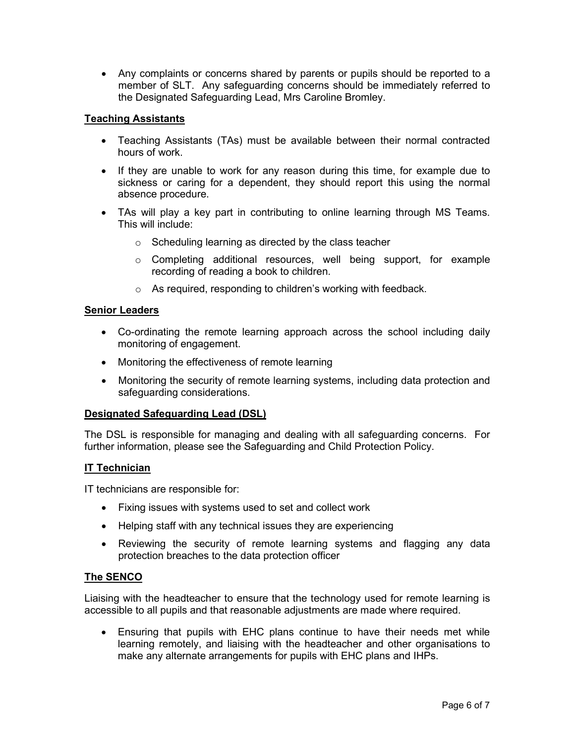- Any complaints or concerns shared by parents or pupils should be reported to a member of SLT. Any safeguarding concerns should be immediately referred to the Designated Safeguarding Lead, Mrs Caroline Bromley.

**Teaching Assistants**

- Teaching Assistants (TAs) must be available between their normal contracted hours of work.
- If they are unable to work for any reason during this time, for example due to sickness or caring for a dependent, they should report this using the normal absence procedure.
- TAs will play a key part in contributing to online learning through MS Teams. This will include:
  - Scheduling learning as directed by the class teacher
  - Completing additional resources, well being support, for example recording of reading a book to children.
  - As required, responding to children's working with feedback.

**Senior Leaders**

- Co-ordinating the remote learning approach across the school including daily monitoring of engagement.
- Monitoring the effectiveness of remote learning
- Monitoring the security of remote learning systems, including data protection and safeguarding considerations.

**Designated Safeguarding Lead (DSL)**

The DSL is responsible for managing and dealing with all safeguarding concerns. For further information, please see the Safeguarding and Child Protection Policy.

**IT Technician**

IT technicians are responsible for:

- Fixing issues with systems used to set and collect work
- Helping staff with any technical issues they are experiencing
- Reviewing the security of remote learning systems and flagging any data protection breaches to the data protection officer

**The SENCO**

Liaising with the headteacher to ensure that the technology used for remote learning is accessible to all pupils and that reasonable adjustments are made where required.

- Ensuring that pupils with EHC plans continue to have their needs met while learning remotely, and liaising with the headteacher and other organisations to make any alternate arrangements for pupils with EHC plans and IHPs.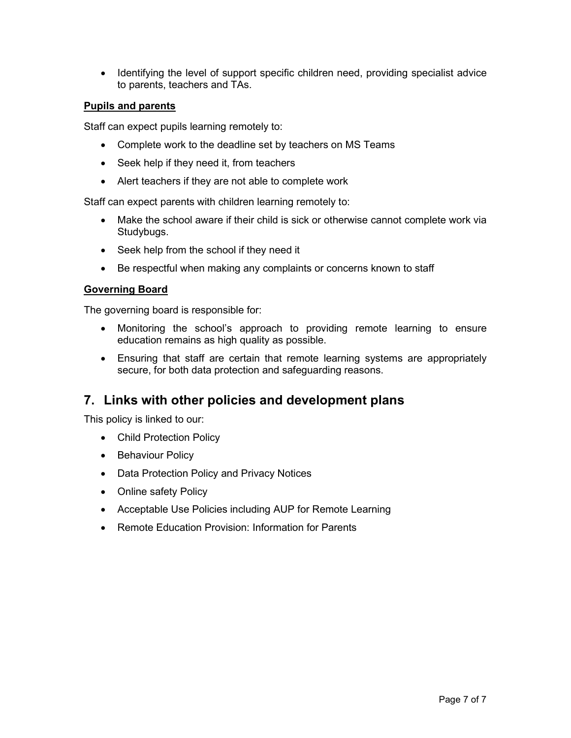- Identifying the level of support specific children need, providing specialist advice to parents, teachers and TAs.

**Pupils and parents**

Staff can expect pupils learning remotely to:

- Complete work to the deadline set by teachers on MS Teams
- Seek help if they need it, from teachers
- Alert teachers if they are not able to complete work

Staff can expect parents with children learning remotely to:

- Make the school aware if their child is sick or otherwise cannot complete work via Studybugs.
- Seek help from the school if they need it
- Be respectful when making any complaints or concerns known to staff

**Governing Board**

The governing board is responsible for:

- Monitoring the school's approach to providing remote learning to ensure education remains as high quality as possible.
- Ensuring that staff are certain that remote learning systems are appropriately secure, for both data protection and safeguarding reasons.

## 7. Links with other policies and development plans

This policy is linked to our:

- Child Protection Policy
- Behaviour Policy
- Data Protection Policy and Privacy Notices
- Online safety Policy
- Acceptable Use Policies including AUP for Remote Learning
- Remote Education Provision: Information for Parents